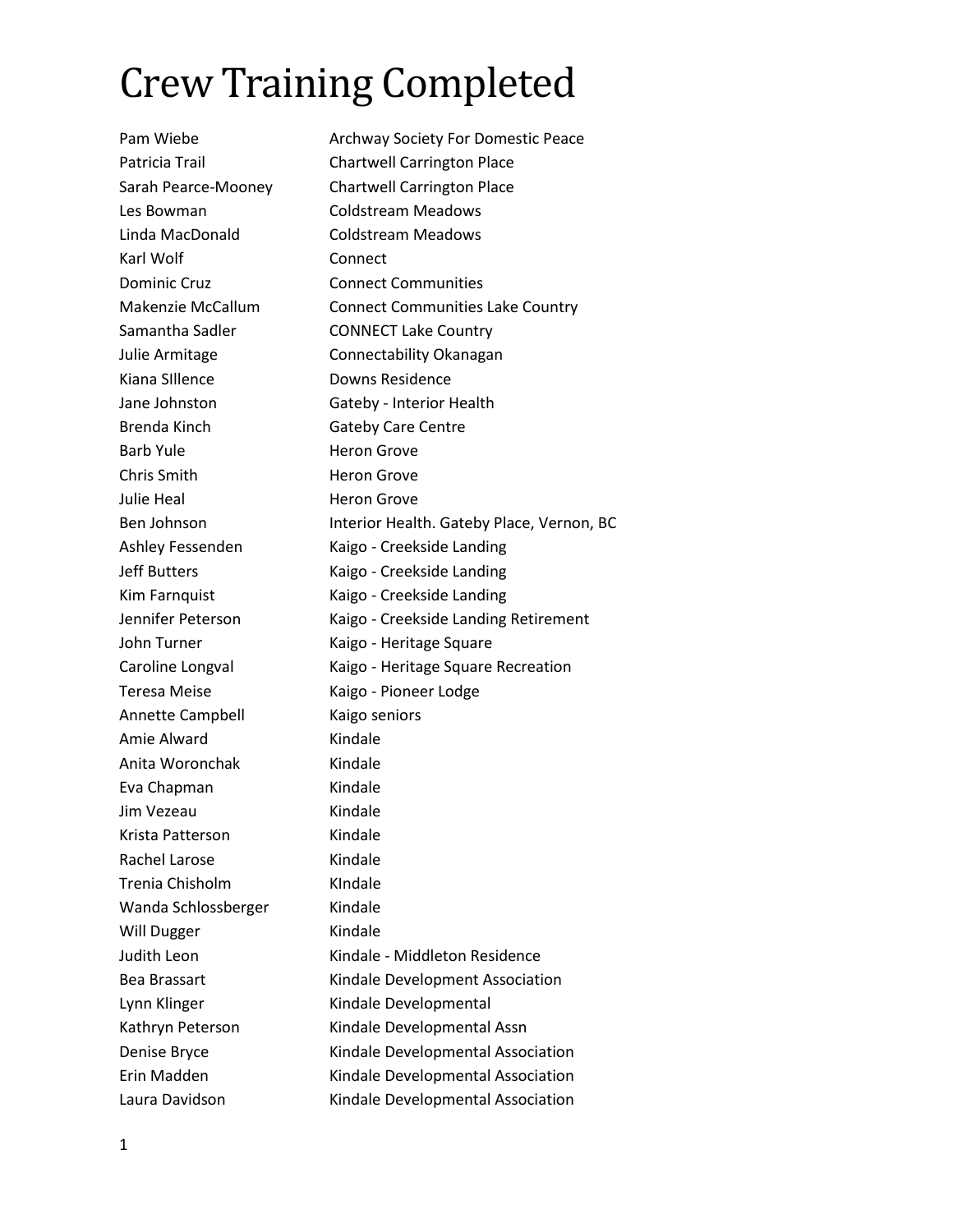# Crew Training Completed

| | |
|---|---|
| Pam Wiebe | Archway Society For Domestic Peace |
| Patricia Trail | Chartwell Carrington Place |
| Sarah Pearce-Mooney | Chartwell Carrington Place |
| Les Bowman | Coldstream Meadows |
| Linda MacDonald | Coldstream Meadows |
| Karl Wolf | Connect |
| Dominic Cruz | Connect Communities |
| Makenzie McCallum | Connect Communities Lake Country |
| Samantha Sadler | CONNECT Lake Country |
| Julie Armitage | Connectability Okanagan |
| Kiana SIllence | Downs Residence |
| Jane Johnston | Gateby - Interior Health |
| Brenda Kinch | Gateby Care Centre |
| Barb Yule | Heron Grove |
| Chris Smith | Heron Grove |
| Julie Heal | Heron Grove |
| Ben Johnson | Interior Health. Gateby Place, Vernon, BC |
| Ashley Fessenden | Kaigo - Creekside Landing |
| Jeff Butters | Kaigo - Creekside Landing |
| Kim Farnquist | Kaigo - Creekside Landing |
| Jennifer Peterson | Kaigo - Creekside Landing Retirement |
| John Turner | Kaigo - Heritage Square |
| Caroline Longval | Kaigo - Heritage Square Recreation |
| Teresa Meise | Kaigo - Pioneer Lodge |
| Annette Campbell | Kaigo seniors |
| Amie Alward | Kindale |
| Anita Woronchak | Kindale |
| Eva Chapman | Kindale |
| Jim Vezeau | Kindale |
| Krista Patterson | Kindale |
| Rachel Larose | Kindale |
| Trenia Chisholm | KIndale |
| Wanda Schlossberger | Kindale |
| Will Dugger | Kindale |
| Judith Leon | Kindale - Middleton Residence |
| Bea Brassart | Kindale Development Association |
| Lynn Klinger | Kindale Developmental |
| Kathryn Peterson | Kindale Developmental Assn |
| Denise Bryce | Kindale Developmental Association |
| Erin Madden | Kindale Developmental Association |
| Laura Davidson | Kindale Developmental Association |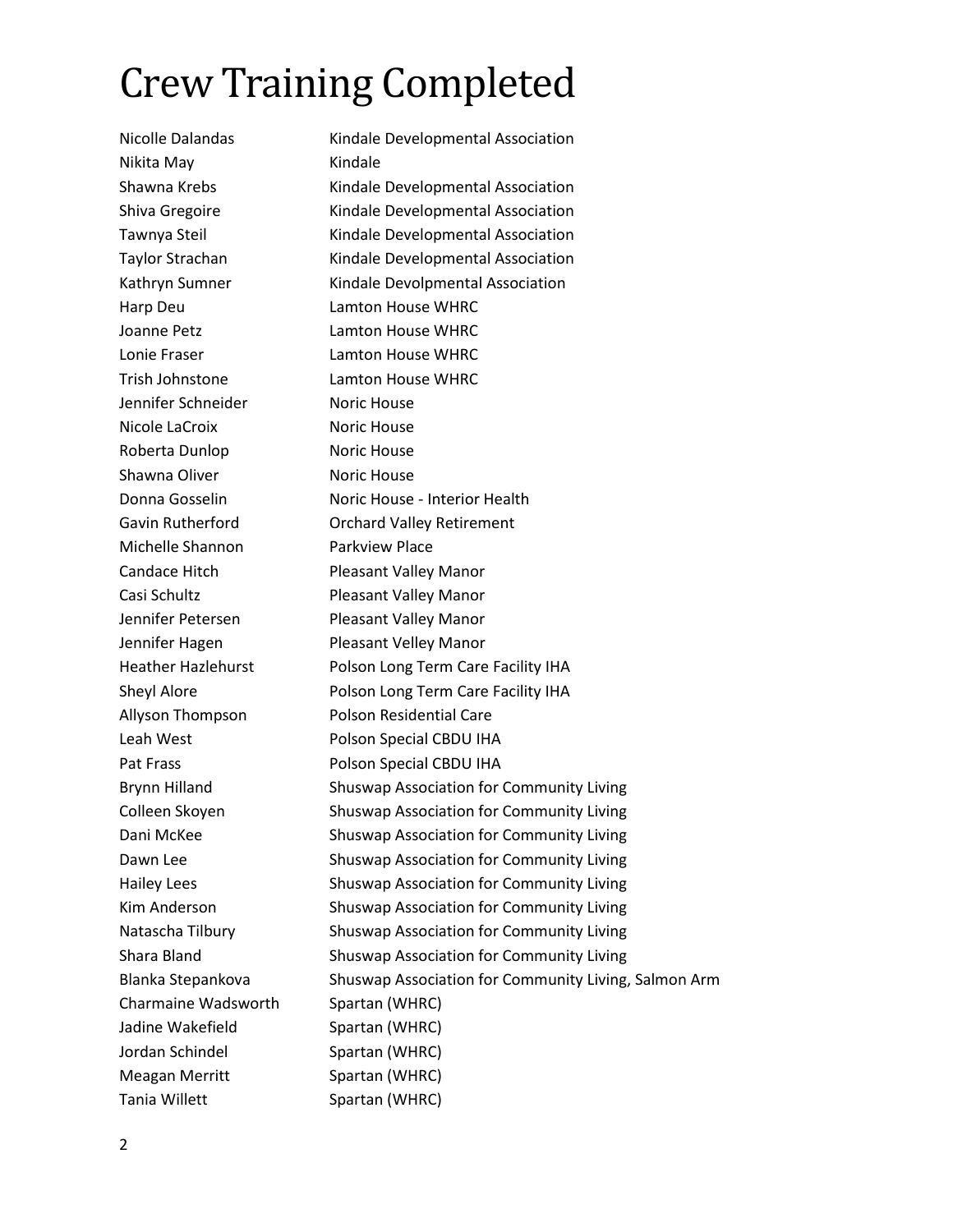# Crew Training Completed

| | |
|---|---|
| Nicolle Dalandas | Kindale Developmental Association |
| Nikita May | Kindale |
| Shawna Krebs | Kindale Developmental Association |
| Shiva Gregoire | Kindale Developmental Association |
| Tawnya Steil | Kindale Developmental Association |
| Taylor Strachan | Kindale Developmental Association |
| Kathryn Sumner | Kindale Devolpmental Association |
| Harp Deu | Lamton House WHRC |
| Joanne Petz | Lamton House WHRC |
| Lonie Fraser | Lamton House WHRC |
| Trish Johnstone | Lamton House WHRC |
| Jennifer Schneider | Noric House |
| Nicole LaCroix | Noric House |
| Roberta Dunlop | Noric House |
| Shawna Oliver | Noric House |
| Donna Gosselin | Noric House - Interior Health |
| Gavin Rutherford | Orchard Valley Retirement |
| Michelle Shannon | Parkview Place |
| Candace Hitch | Pleasant Valley Manor |
| Casi Schultz | Pleasant Valley Manor |
| Jennifer Petersen | Pleasant Valley Manor |
| Jennifer Hagen | Pleasant Velley Manor |
| Heather Hazlehurst | Polson Long Term Care Facility IHA |
| Sheyl Alore | Polson Long Term Care Facility IHA |
| Allyson Thompson | Polson Residential Care |
| Leah West | Polson Special CBDU IHA |
| Pat Frass | Polson Special CBDU IHA |
| Brynn Hilland | Shuswap Association for Community Living |
| Colleen Skoyen | Shuswap Association for Community Living |
| Dani McKee | Shuswap Association for Community Living |
| Dawn Lee | Shuswap Association for Community Living |
| Hailey Lees | Shuswap Association for Community Living |
| Kim Anderson | Shuswap Association for Community Living |
| Natascha Tilbury | Shuswap Association for Community Living |
| Shara Bland | Shuswap Association for Community Living |
| Blanka Stepankova | Shuswap Association for Community Living, Salmon Arm |
| Charmaine Wadsworth | Spartan (WHRC) |
| Jadine Wakefield | Spartan (WHRC) |
| Jordan Schindel | Spartan (WHRC) |
| Meagan Merritt | Spartan (WHRC) |
| Tania Willett | Spartan (WHRC) |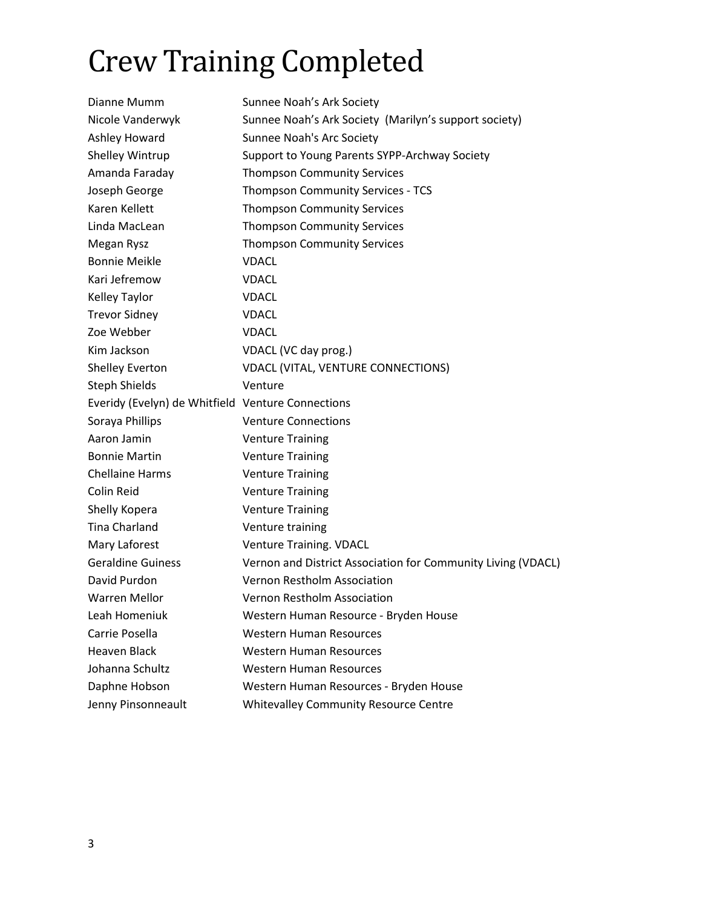# Crew Training Completed

| | |
|---|---|
| Dianne Mumm | Sunnee Noah's Ark Society |
| Nicole Vanderwyk | Sunnee Noah's Ark Society (Marilyn's support society) |
| Ashley Howard | Sunnee Noah's Arc Society |
| Shelley Wintrup | Support to Young Parents SYPP-Archway Society |
| Amanda Faraday | Thompson Community Services |
| Joseph George | Thompson Community Services - TCS |
| Karen Kellett | Thompson Community Services |
| Linda MacLean | Thompson Community Services |
| Megan Rysz | Thompson Community Services |
| Bonnie Meikle | VDACL |
| Kari Jefremow | VDACL |
| Kelley Taylor | VDACL |
| Trevor Sidney | VDACL |
| Zoe Webber | VDACL |
| Kim Jackson | VDACL (VC day prog.) |
| Shelley Everton | VDACL (VITAL, VENTURE CONNECTIONS) |
| Steph Shields | Venture |
| Everidy (Evelyn) de Whitfield | Venture Connections |
| Soraya Phillips | Venture Connections |
| Aaron Jamin | Venture Training |
| Bonnie Martin | Venture Training |
| Chellaine Harms | Venture Training |
| Colin Reid | Venture Training |
| Shelly Kopera | Venture Training |
| Tina Charland | Venture training |
| Mary Laforest | Venture Training. VDACL |
| Geraldine Guiness | Vernon and District Association for Community Living (VDACL) |
| David Purdon | Vernon Restholm Association |
| Warren Mellor | Vernon Restholm Association |
| Leah Homeniuk | Western Human Resource - Bryden House |
| Carrie Posella | Western Human Resources |
| Heaven Black | Western Human Resources |
| Johanna Schultz | Western Human Resources |
| Daphne Hobson | Western Human Resources - Bryden House |
| Jenny Pinsonneault | Whitevalley Community Resource Centre |